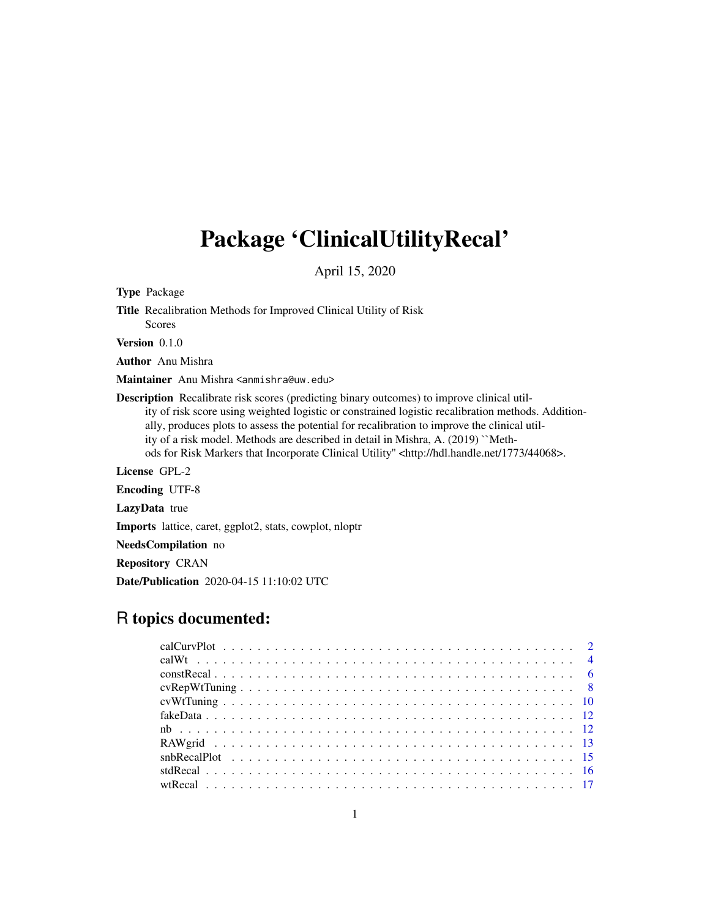# Package 'ClinicalUtilityRecal'

April 15, 2020

**Type** Package

**Title** Recalibration Methods for Improved Clinical Utility of Risk Scores

**Version** 0.1.0

**Author** Anu Mishra

**Maintainer** Anu Mishra <anmishra@uw.edu>

**Description** Recalibrate risk scores (predicting binary outcomes) to improve clinical utility of risk score using weighted logistic or constrained logistic recalibration methods. Additionally, produces plots to assess the potential for recalibration to improve the clinical utility of a risk model. Methods are described in detail in Mishra, A. (2019) ``Methods for Risk Markers that Incorporate Clinical Utility'' <http://hdl.handle.net/1773/44068>.

**License** GPL-2

**Encoding** UTF-8

**LazyData** true

**Imports** lattice, caret, ggplot2, stats, cowplot, nloptr

**NeedsCompilation** no

**Repository** CRAN

**Date/Publication** 2020-04-15 11:10:02 UTC

## R topics documented:

| | |
|---|---|
| calCurvPlot | 2 |
| calWt | 4 |
| constRecal | 6 |
| cvRepWtTuning | 8 |
| cvWtTuning | 10 |
| fakeData | 12 |
| nb | 12 |
| RAWgrid | 13 |
| snbRecalPlot | 15 |
| stdRecal | 16 |
| wtRecal | 17 |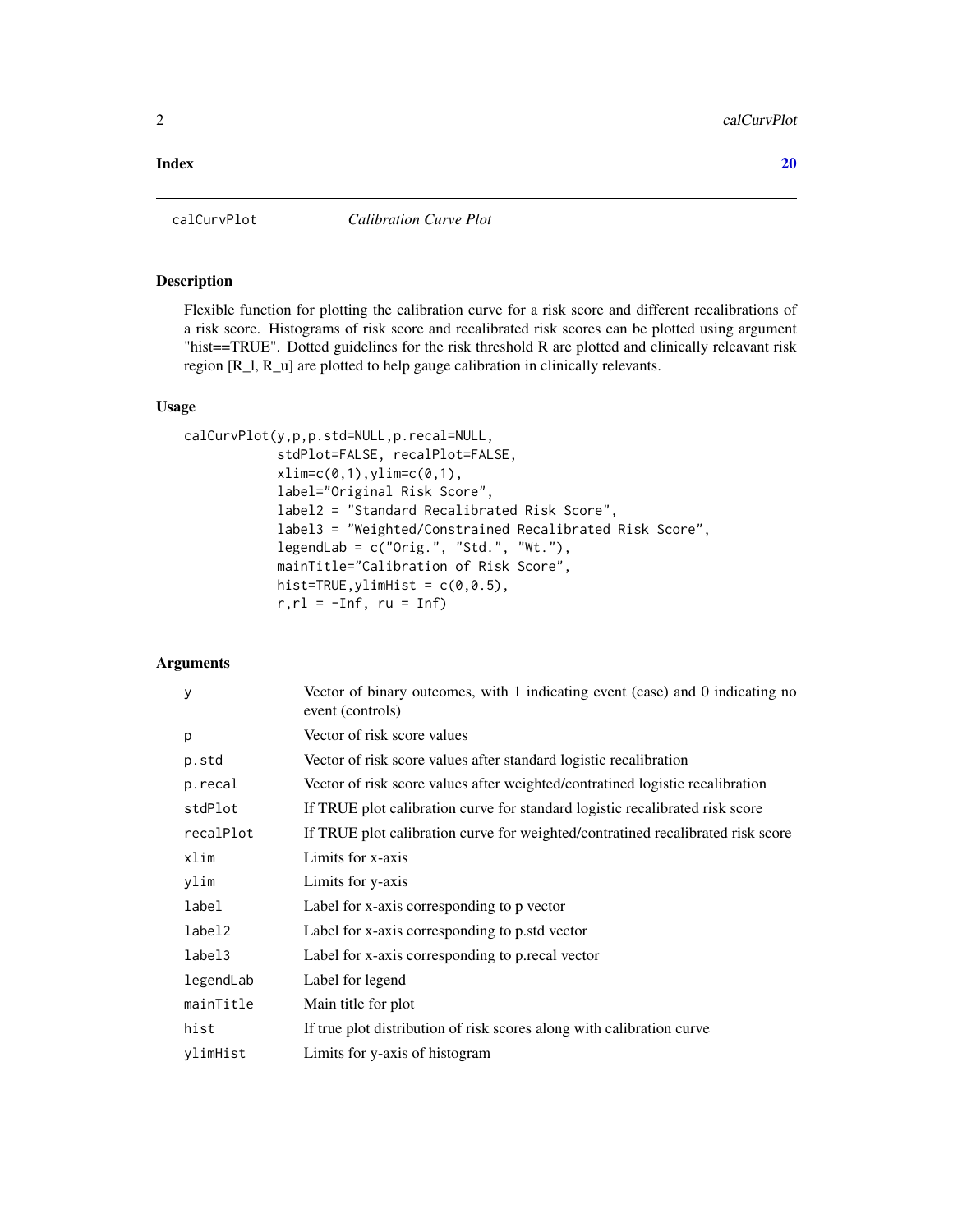**Index** **20**

calCurvPlot *Calibration Curve Plot*

## Description

Flexible function for plotting the calibration curve for a risk score and different recalibrations of a risk score. Histograms of risk score and recalibrated risk scores can be plotted using argument "hist==TRUE". Dotted guidelines for the risk threshold R are plotted and clinically releavant risk region [R_l, R_u] are plotted to help gauge calibration in clinically relevants.

## Usage

```
calCurvPlot(y,p,p.std=NULL,p.recal=NULL,
            stdPlot=FALSE, recalPlot=FALSE,
            xlim=c(0,1),ylim=c(0,1),
            label="Original Risk Score",
            label2 = "Standard Recalibrated Risk Score",
            label3 = "Weighted/Constrained Recalibrated Risk Score",
            legendLab = c("Orig.", "Std.", "Wt."),
            mainTitle="Calibration of Risk Score",
            hist=TRUE,ylimHist = c(0,0.5),
            r,rl = -Inf, ru = Inf)
```

## Arguments

| | |
|---|---|
| y | Vector of binary outcomes, with 1 indicating event (case) and 0 indicating no event (controls) |
| p | Vector of risk score values |
| p.std | Vector of risk score values after standard logistic recalibration |
| p.recal | Vector of risk score values after weighted/contratined logistic recalibration |
| stdPlot | If TRUE plot calibration curve for standard logistic recalibrated risk score |
| recalPlot | If TRUE plot calibration curve for weighted/contratined recalibrated risk score |
| xlim | Limits for x-axis |
| ylim | Limits for y-axis |
| label | Label for x-axis corresponding to p vector |
| label2 | Label for x-axis corresponding to p.std vector |
| label3 | Label for x-axis corresponding to p.recal vector |
| legendLab | Label for legend |
| mainTitle | Main title for plot |
| hist | If true plot distribution of risk scores along with calibration curve |
| ylimHist | Limits for y-axis of histogram |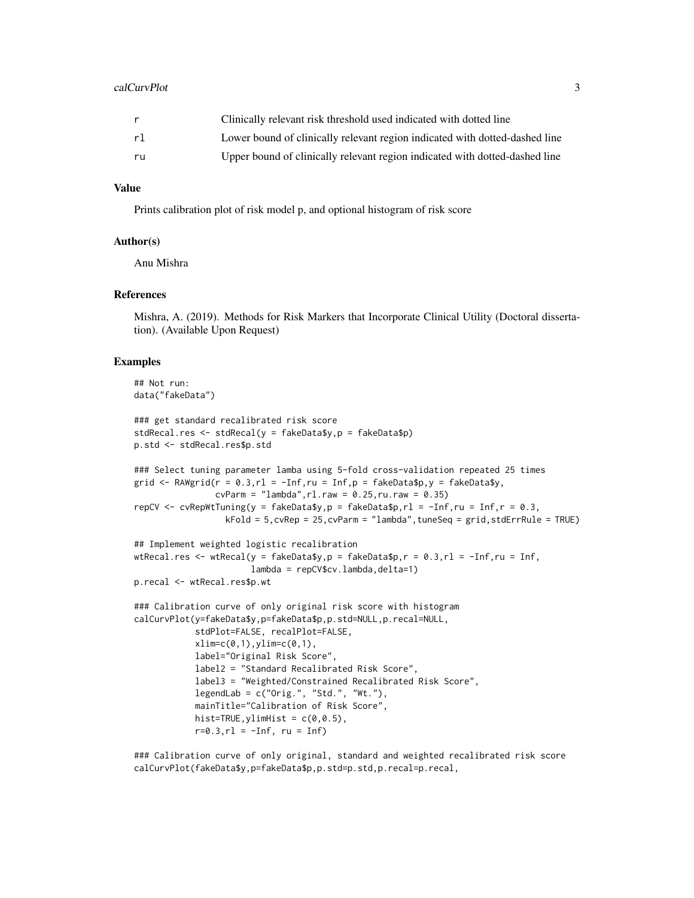| | |
|---|---|
| r | Clinically relevant risk threshold used indicated with dotted line |
| rl | Lower bound of clinically relevant region indicated with dotted-dashed line |
| ru | Upper bound of clinically relevant region indicated with dotted-dashed line |

### Value

Prints calibration plot of risk model p, and optional histogram of risk score

### Author(s)

Anu Mishra

### References

Mishra, A. (2019). Methods for Risk Markers that Incorporate Clinical Utility (Doctoral dissertation). (Available Upon Request)

### Examples

```
## Not run:
data("fakeData")

### get standard recalibrated risk score
stdRecal.res <- stdRecal(y = fakeData$y,p = fakeData$p)
p.std <- stdRecal.res$p.std

### Select tuning parameter lamba using 5-fold cross-validation repeated 25 times
grid <- RAWgrid(r = 0.3,rl = -Inf,ru = Inf,p = fakeData$p,y = fakeData$y,
               cvParm = "lambda",rl.raw = 0.25,ru.raw = 0.35)
repCV <- cvRepWtTuning(y = fakeData$y,p = fakeData$p,rl = -Inf,ru = Inf,r = 0.3,
                  kFold = 5,cvRep = 25,cvParm = "lambda",tuneSeq = grid,stdErrRule = TRUE)

## Implement weighted logistic recalibration
wtRecal.res <- wtRecal(y = fakeData$y,p = fakeData$p,r = 0.3,rl = -Inf,ru = Inf,
                      lambda = repCV$cv.lambda,delta=1)
p.recal <- wtRecal.res$p.wt

### Calibration curve of only original risk score with histogram
calCurvPlot(y=fakeData$y,p=fakeData$p,p.std=NULL,p.recal=NULL,
            stdPlot=FALSE, recalPlot=FALSE,
            xlim=c(0,1),ylim=c(0,1),
            label="Original Risk Score",
            label2 = "Standard Recalibrated Risk Score",
            label3 = "Weighted/Constrained Recalibrated Risk Score",
            legendLab = c("Orig.", "Std.", "Wt."),
            mainTitle="Calibration of Risk Score",
            hist=TRUE,ylimHist = c(0,0.5),
            r=0.3,rl = -Inf, ru = Inf)

### Calibration curve of only original, standard and weighted recalibrated risk score
calCurvPlot(fakeData$y,p=fakeData$p,p.std=p.std,p.recal=p.recal,
```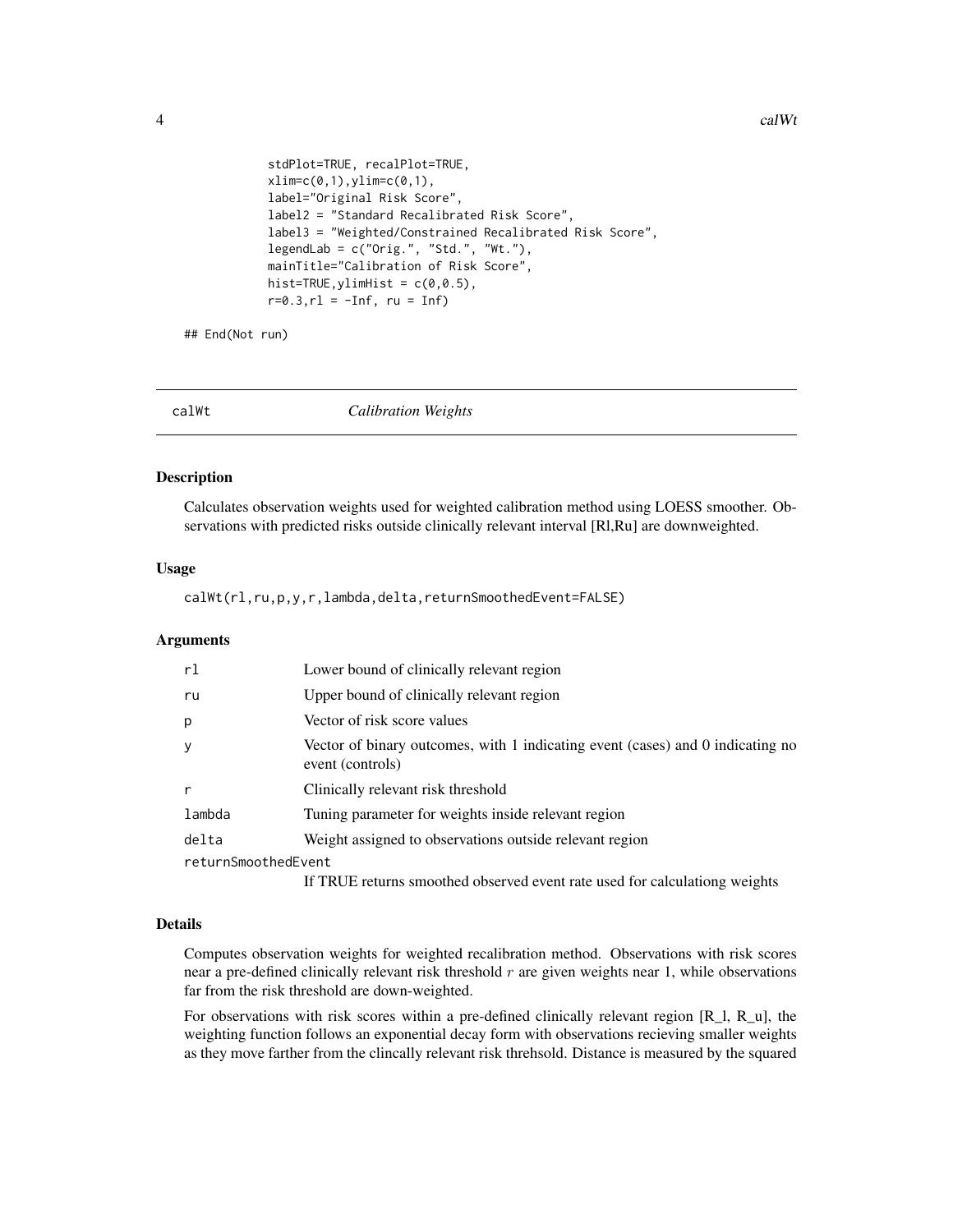```
            stdPlot=TRUE, recalPlot=TRUE,
            xlim=c(0,1),ylim=c(0,1),
            label="Original Risk Score",
            label2 = "Standard Recalibrated Risk Score",
            label3 = "Weighted/Constrained Recalibrated Risk Score",
            legendLab = c("Orig.", "Std.", "Wt."),
            mainTitle="Calibration of Risk Score",
            hist=TRUE,ylimHist = c(0,0.5),
            r=0.3,rl = -Inf, ru = Inf)

## End(Not run)
```

## calWt *Calibration Weights*

### Description

Calculates observation weights used for weighted calibration method using LOESS smoother. Observations with predicted risks outside clinically relevant interval [Rl,Ru] are downweighted.

### Usage

```
calWt(rl,ru,p,y,r,lambda,delta,returnSmoothedEvent=FALSE)
```

### Arguments

| | |
|---|---|
| rl | Lower bound of clinically relevant region |
| ru | Upper bound of clinically relevant region |
| p | Vector of risk score values |
| y | Vector of binary outcomes, with 1 indicating event (cases) and 0 indicating no event (controls) |
| r | Clinically relevant risk threshold |
| lambda | Tuning parameter for weights inside relevant region |
| delta | Weight assigned to observations outside relevant region |
| returnSmoothedEvent | If TRUE returns smoothed observed event rate used for calculationg weights |

### Details

Computes observation weights for weighted recalibration method. Observations with risk scores near a pre-defined clinically relevant risk threshold $r$ are given weights near 1, while observations far from the risk threshold are down-weighted.

For observations with risk scores within a pre-defined clinically relevant region [R_l, R_u], the weighting function follows an exponential decay form with observations recieving smaller weights as they move farther from the clincally relevant risk threhsold. Distance is measured by the squared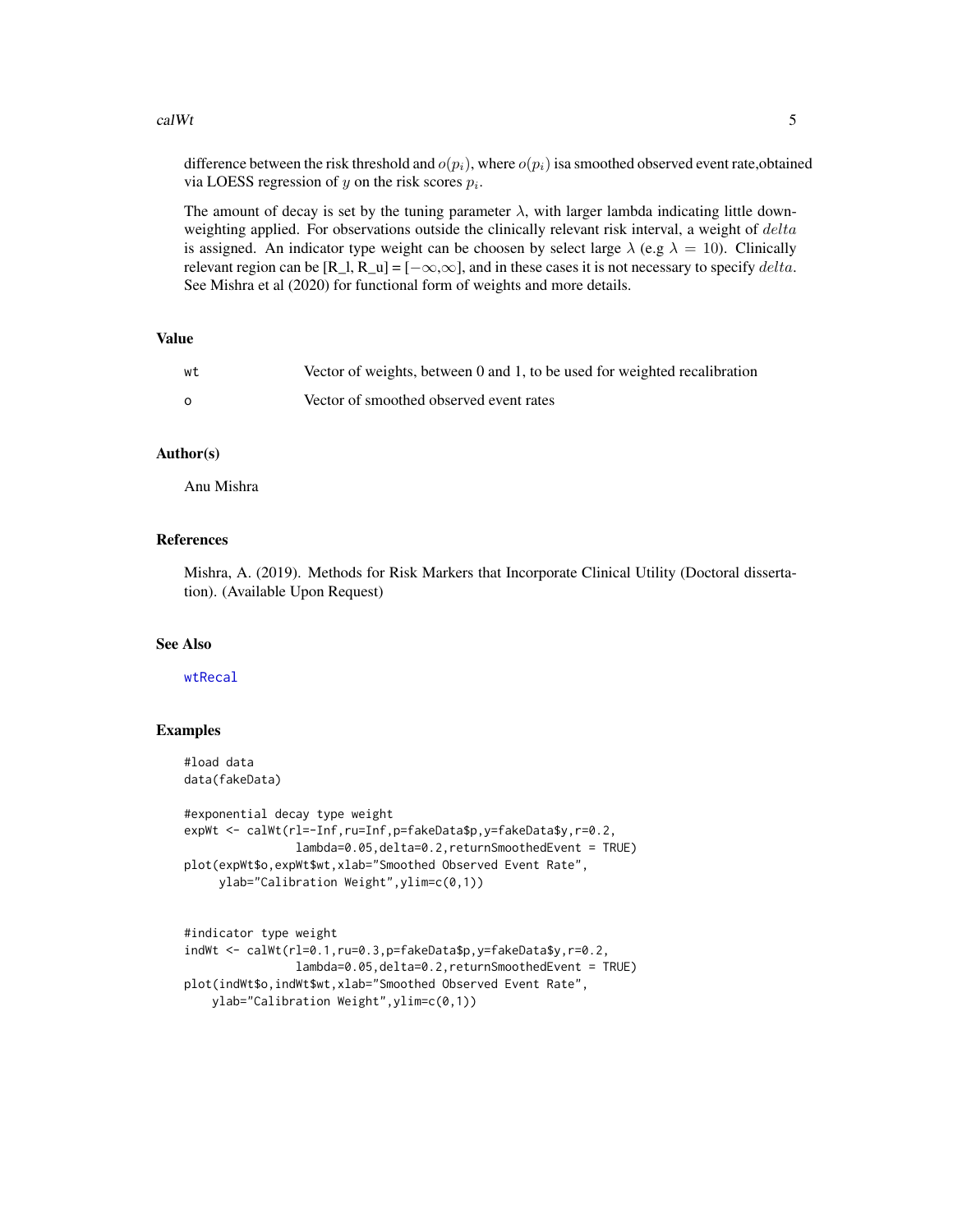difference between the risk threshold and $o(p_i)$, where $o(p_i)$ isa smoothed observed event rate,obtained via LOESS regression of $y$ on the risk scores $p_i$.

The amount of decay is set by the tuning parameter $\lambda$, with larger lambda indicating little downweighting applied. For observations outside the clinically relevant risk interval, a weight of $delta$ is assigned. An indicator type weight can be choosen by select large $\lambda$ (e.g $\lambda = 10$). Clinically relevant region can be [R_l, R_u] = $[-\infty,\infty]$, and in these cases it is not necessary to specify $delta$. See Mishra et al (2020) for functional form of weights and more details.

## Value

| | |
|---|---|
| wt | Vector of weights, between 0 and 1, to be used for weighted recalibration |
| o | Vector of smoothed observed event rates |

## Author(s)

Anu Mishra

## References

Mishra, A. (2019). Methods for Risk Markers that Incorporate Clinical Utility (Doctoral dissertation). (Available Upon Request)

## See Also

wtRecal

## Examples

```
#load data
data(fakeData)

#exponential decay type weight
expWt <- calWt(rl=-Inf,ru=Inf,p=fakeData$p,y=fakeData$y,r=0.2,
               lambda=0.05,delta=0.2,returnSmoothedEvent = TRUE)
plot(expWt$o,expWt$wt,xlab="Smoothed Observed Event Rate",
     ylab="Calibration Weight",ylim=c(0,1))


#indicator type weight
indWt <- calWt(rl=0.1,ru=0.3,p=fakeData$p,y=fakeData$y,r=0.2,
               lambda=0.05,delta=0.2,returnSmoothedEvent = TRUE)
plot(indWt$o,indWt$wt,xlab="Smoothed Observed Event Rate",
    ylab="Calibration Weight",ylim=c(0,1))
```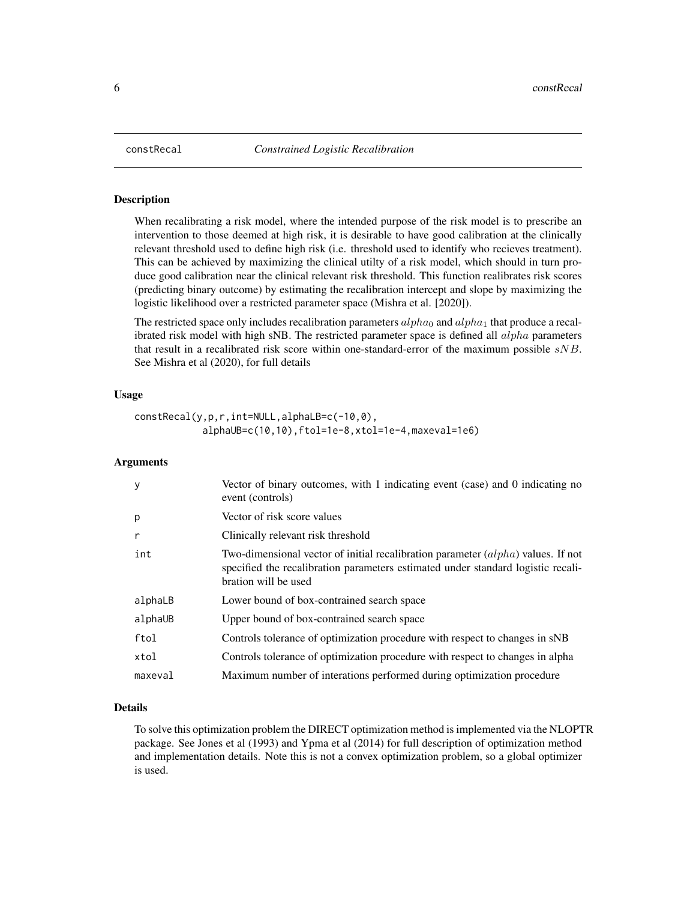# constRecal *Constrained Logistic Recalibration*

## Description

When recalibrating a risk model, where the intended purpose of the risk model is to prescribe an intervention to those deemed at high risk, it is desirable to have good calibration at the clinically relevant threshold used to define high risk (i.e. threshold used to identify who recieves treatment). This can be achieved by maximizing the clinical utilty of a risk model, which should in turn produce good calibration near the clinical relevant risk threshold. This function realibrates risk scores (predicting binary outcome) by estimating the recalibration intercept and slope by maximizing the logistic likelihood over a restricted parameter space (Mishra et al. [2020]).

The restricted space only includes recalibration parameters $alpha_0$ and $alpha_1$ that produce a recalibrated risk model with high sNB. The restricted parameter space is defined all $alpha$ parameters that result in a recalibrated risk score within one-standard-error of the maximum possible $sNB$. See Mishra et al (2020), for full details

## Usage

```
constRecal(y,p,r,int=NULL,alphaLB=c(-10,0),
           alphaUB=c(10,10),ftol=1e-8,xtol=1e-4,maxeval=1e6)
```

## Arguments

| | |
|---|---|
| y | Vector of binary outcomes, with 1 indicating event (case) and 0 indicating no event (controls) |
| p | Vector of risk score values |
| r | Clinically relevant risk threshold |
| int | Two-dimensional vector of initial recalibration parameter ($alpha$) values. If not specified the recalibration parameters estimated under standard logistic recalibration will be used |
| alphaLB | Lower bound of box-contrained search space |
| alphaUB | Upper bound of box-contrained search space |
| ftol | Controls tolerance of optimization procedure with respect to changes in sNB |
| xtol | Controls tolerance of optimization procedure with respect to changes in alpha |
| maxeval | Maximum number of interations performed during optimization procedure |

## Details

To solve this optimization problem the DIRECT optimization method is implemented via the NLOPTR package. See Jones et al (1993) and Ypma et al (2014) for full description of optimization method and implementation details. Note this is not a convex optimization problem, so a global optimizer is used.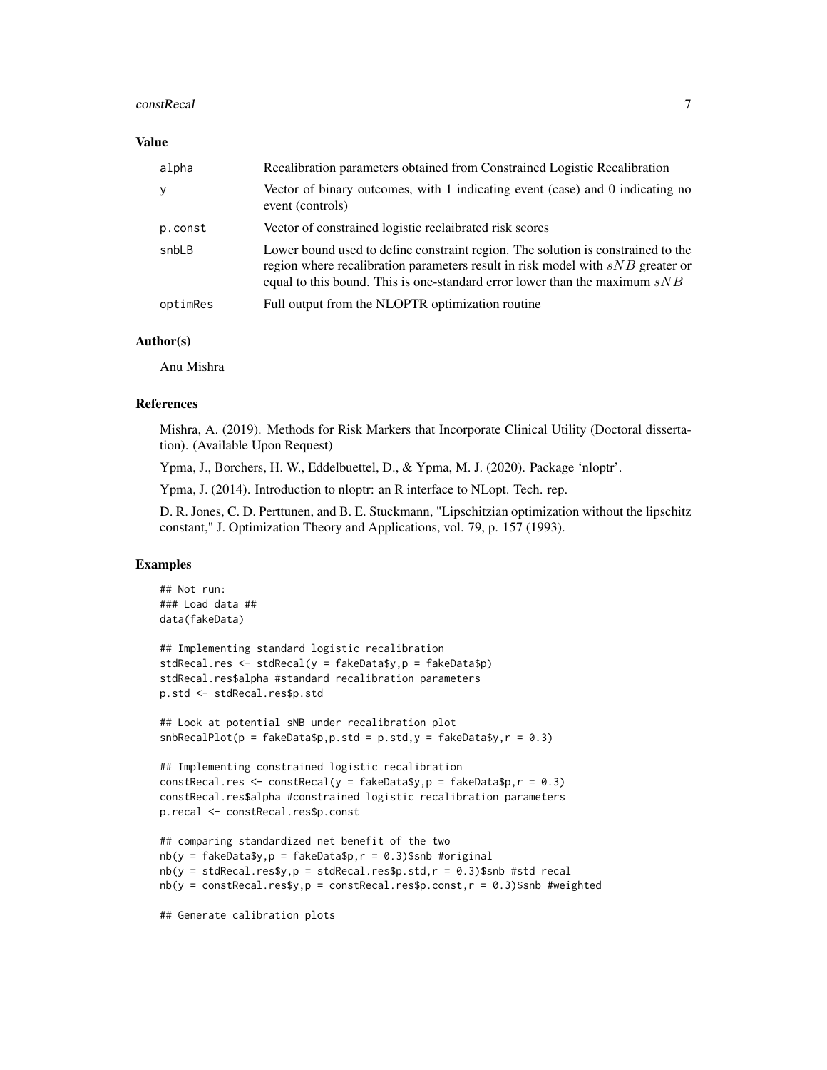## Value

| | |
|---|---|
| alpha | Recalibration parameters obtained from Constrained Logistic Recalibration |
| y | Vector of binary outcomes, with 1 indicating event (case) and 0 indicating no event (controls) |
| p.const | Vector of constrained logistic reclaibrated risk scores |
| snbLB | Lower bound used to define constraint region. The solution is constrained to the region where recalibration parameters result in risk model with $sNB$ greater or equal to this bound. This is one-standard error lower than the maximum $sNB$ |
| optimRes | Full output from the NLOPTR optimization routine |

## Author(s)

Anu Mishra

## References

Mishra, A. (2019). Methods for Risk Markers that Incorporate Clinical Utility (Doctoral dissertation). (Available Upon Request)

Ypma, J., Borchers, H. W., Eddelbuettel, D., & Ypma, M. J. (2020). Package 'nloptr'.

Ypma, J. (2014). Introduction to nloptr: an R interface to NLopt. Tech. rep.

D. R. Jones, C. D. Perttunen, and B. E. Stuckmann, "Lipschitzian optimization without the lipschitz constant," J. Optimization Theory and Applications, vol. 79, p. 157 (1993).

## Examples

```
## Not run:
### Load data ##
data(fakeData)

## Implementing standard logistic recalibration
stdRecal.res <- stdRecal(y = fakeData$y,p = fakeData$p)
stdRecal.res$alpha #standard recalibration parameters
p.std <- stdRecal.res$p.std

## Look at potential sNB under recalibration plot
snbRecalPlot(p = fakeData$p,p.std = p.std,y = fakeData$y,r = 0.3)

## Implementing constrained logistic recalibration
constRecal.res <- constRecal(y = fakeData$y,p = fakeData$p,r = 0.3)
constRecal.res$alpha #constrained logistic recalibration parameters
p.recal <- constRecal.res$p.const

## comparing standardized net benefit of the two
nb(y = fakeData$y,p = fakeData$p,r = 0.3)$snb #original
nb(y = stdRecal.res$y,p = stdRecal.res$p.std,r = 0.3)$snb #std recal
nb(y = constRecal.res$y,p = constRecal.res$p.const,r = 0.3)$snb #weighted

## Generate calibration plots
```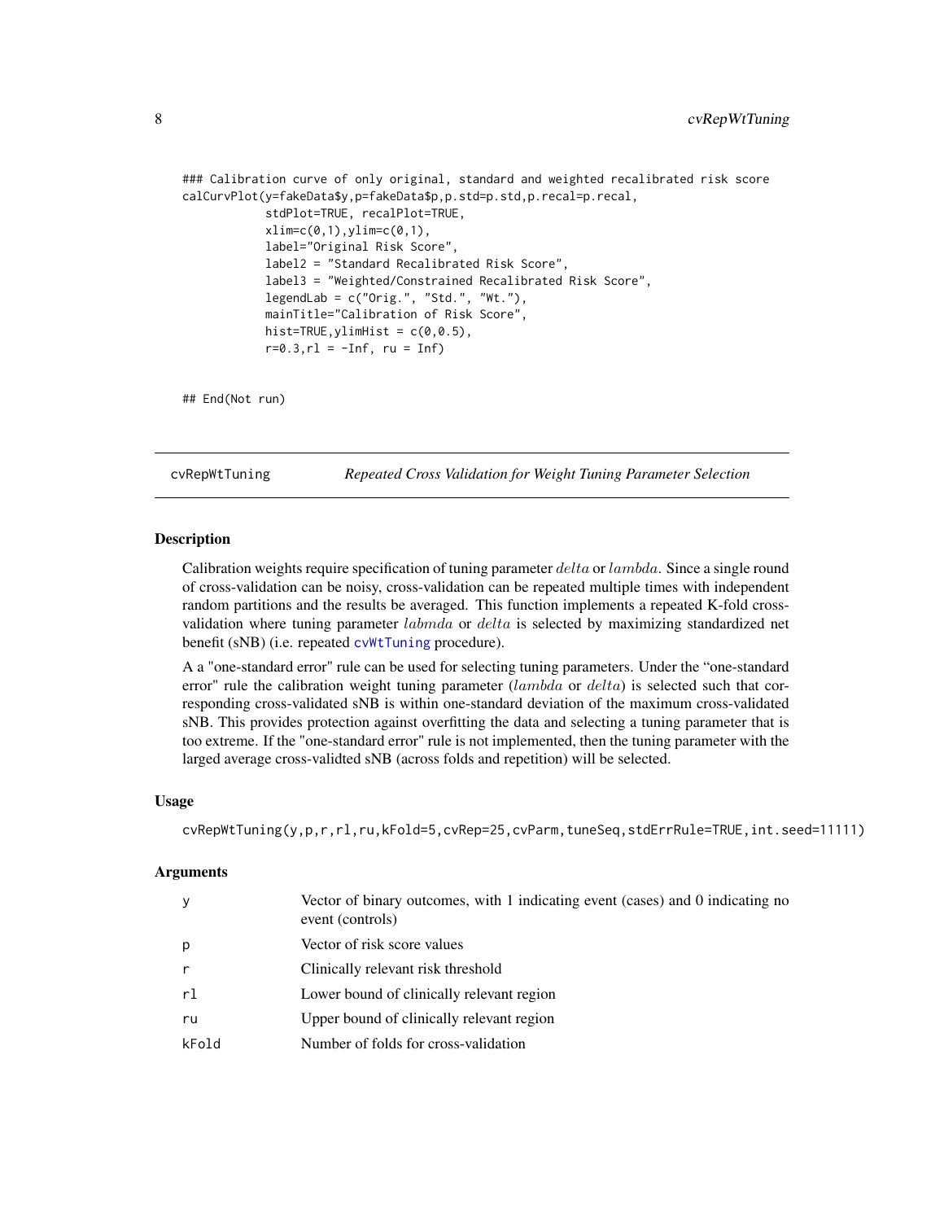```
### Calibration curve of only original, standard and weighted recalibrated risk score
calCurvPlot(y=fakeData$y,p=fakeData$p,p.std=p.std,p.recal=p.recal,
            stdPlot=TRUE, recalPlot=TRUE,
            xlim=c(0,1),ylim=c(0,1),
            label="Original Risk Score",
            label2 = "Standard Recalibrated Risk Score",
            label3 = "Weighted/Constrained Recalibrated Risk Score",
            legendLab = c("Orig.", "Std.", "Wt."),
            mainTitle="Calibration of Risk Score",
            hist=TRUE,ylimHist = c(0,0.5),
            r=0.3,rl = -Inf, ru = Inf)

## End(Not run)
```

---

## cvRepWtTuning — *Repeated Cross Validation for Weight Tuning Parameter Selection*

### Description

Calibration weights require specification of tuning parameter $delta$ or $lambda$. Since a single round of cross-validation can be noisy, cross-validation can be repeated multiple times with independent random partitions and the results be averaged. This function implements a repeated K-fold cross-validation where tuning parameter $labmda$ or $delta$ is selected by maximizing standardized net benefit (sNB) (i.e. repeated cvWtTuning procedure).

A a "one-standard error" rule can be used for selecting tuning parameters. Under the "one-standard error" rule the calibration weight tuning parameter ($lambda$ or $delta$) is selected such that corresponding cross-validated sNB is within one-standard deviation of the maximum cross-validated sNB. This provides protection against overfitting the data and selecting a tuning parameter that is too extreme. If the "one-standard error" rule is not implemented, then the tuning parameter with the larged average cross-validted sNB (across folds and repetition) will be selected.

### Usage

```
cvRepWtTuning(y,p,r,rl,ru,kFold=5,cvRep=25,cvParm,tuneSeq,stdErrRule=TRUE,int.seed=11111)
```

### Arguments

| | |
|---|---|
| y | Vector of binary outcomes, with 1 indicating event (cases) and 0 indicating no event (controls) |
| p | Vector of risk score values |
| r | Clinically relevant risk threshold |
| rl | Lower bound of clinically relevant region |
| ru | Upper bound of clinically relevant region |
| kFold | Number of folds for cross-validation |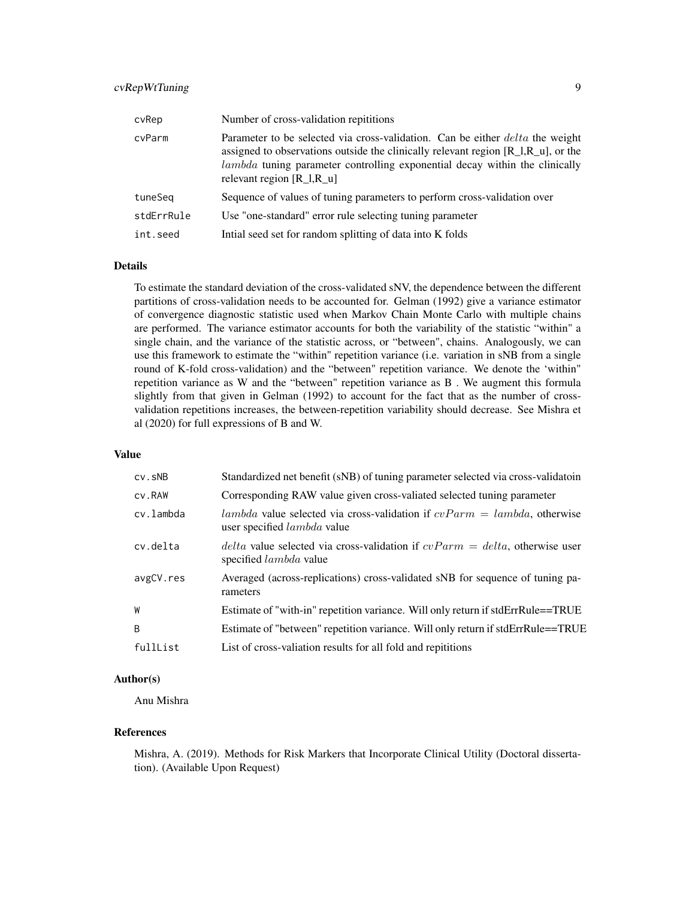| | |
|---|---|
| cvRep | Number of cross-validation repititions |
| cvParm | Parameter to be selected via cross-validation. Can be either $delta$ the weight assigned to observations outside the clinically relevant region [R_l,R_u], or the $lambda$ tuning parameter controlling exponential decay within the clinically relevant region [R_l,R_u] |
| tuneSeq | Sequence of values of tuning parameters to perform cross-validation over |
| stdErrRule | Use "one-standard" error rule selecting tuning parameter |
| int.seed | Intial seed set for random splitting of data into K folds |

### Details

To estimate the standard deviation of the cross-validated sNV, the dependence between the different partitions of cross-validation needs to be accounted for. Gelman (1992) give a variance estimator of convergence diagnostic statistic used when Markov Chain Monte Carlo with multiple chains are performed. The variance estimator accounts for both the variability of the statistic "within" a single chain, and the variance of the statistic across, or "between", chains. Analogously, we can use this framework to estimate the "within" repetition variance (i.e. variation in sNB from a single round of K-fold cross-validation) and the "between" repetition variance. We denote the 'within" repetition variance as W and the "between" repetition variance as B . We augment this formula slightly from that given in Gelman (1992) to account for the fact that as the number of cross-validation repetitions increases, the between-repetition variability should decrease. See Mishra et al (2020) for full expressions of B and W.

### Value

| | |
|---|---|
| cv.sNB | Standardized net benefit (sNB) of tuning parameter selected via cross-validatoin |
| cv.RAW | Corresponding RAW value given cross-valiated selected tuning parameter |
| cv.lambda | $lambda$ value selected via cross-validation if $cvParm = lambda$, otherwise user specified $lambda$ value |
| cv.delta | $delta$ value selected via cross-validation if $cvParm = delta$, otherwise user specified $lambda$ value |
| avgCV.res | Averaged (across-replications) cross-validated sNB for sequence of tuning parameters |
| W | Estimate of "with-in" repetition variance. Will only return if stdErrRule==TRUE |
| B | Estimate of "between" repetition variance. Will only return if stdErrRule==TRUE |
| fullList | List of cross-valiation results for all fold and repititions |

### Author(s)

Anu Mishra

### References

Mishra, A. (2019). Methods for Risk Markers that Incorporate Clinical Utility (Doctoral dissertation). (Available Upon Request)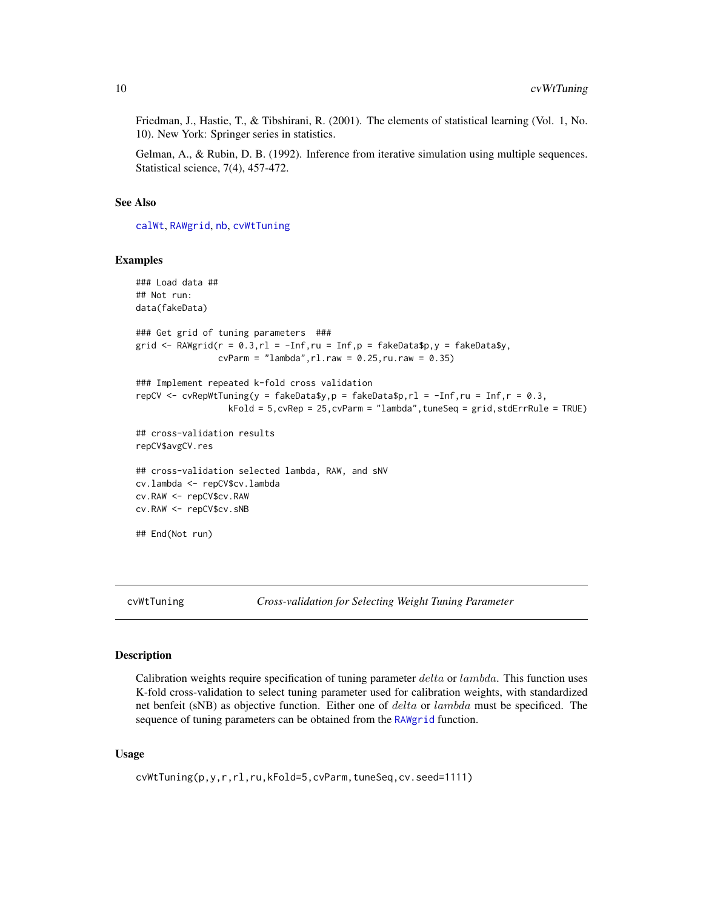Friedman, J., Hastie, T., & Tibshirani, R. (2001). The elements of statistical learning (Vol. 1, No. 10). New York: Springer series in statistics.

Gelman, A., & Rubin, D. B. (1992). Inference from iterative simulation using multiple sequences. Statistical science, 7(4), 457-472.

### See Also

calWt, RAWgrid, nb, cvWtTuning

### Examples

```
### Load data ##
## Not run:
data(fakeData)

### Get grid of tuning parameters  ###
grid <- RAWgrid(r = 0.3,rl = -Inf,ru = Inf,p = fakeData$p,y = fakeData$y,
                cvParm = "lambda",rl.raw = 0.25,ru.raw = 0.35)

### Implement repeated k-fold cross validation
repCV <- cvRepWtTuning(y = fakeData$y,p = fakeData$p,rl = -Inf,ru = Inf,r = 0.3,
                 kFold = 5,cvRep = 25,cvParm = "lambda",tuneSeq = grid,stdErrRule = TRUE)

## cross-validation results
repCV$avgCV.res

## cross-validation selected lambda, RAW, and sNV
cv.lambda <- repCV$cv.lambda
cv.RAW <- repCV$cv.RAW
cv.RAW <- repCV$cv.sNB

## End(Not run)
```

## cvWtTuning — *Cross-validation for Selecting Weight Tuning Parameter*

### Description

Calibration weights require specification of tuning parameter $delta$ or $lambda$. This function uses K-fold cross-validation to select tuning parameter used for calibration weights, with standardized net benfeit (sNB) as objective function. Either one of $delta$ or $lambda$ must be specificed. The sequence of tuning parameters can be obtained from the RAWgrid function.

### Usage

```
cvWtTuning(p,y,r,rl,ru,kFold=5,cvParm,tuneSeq,cv.seed=1111)
```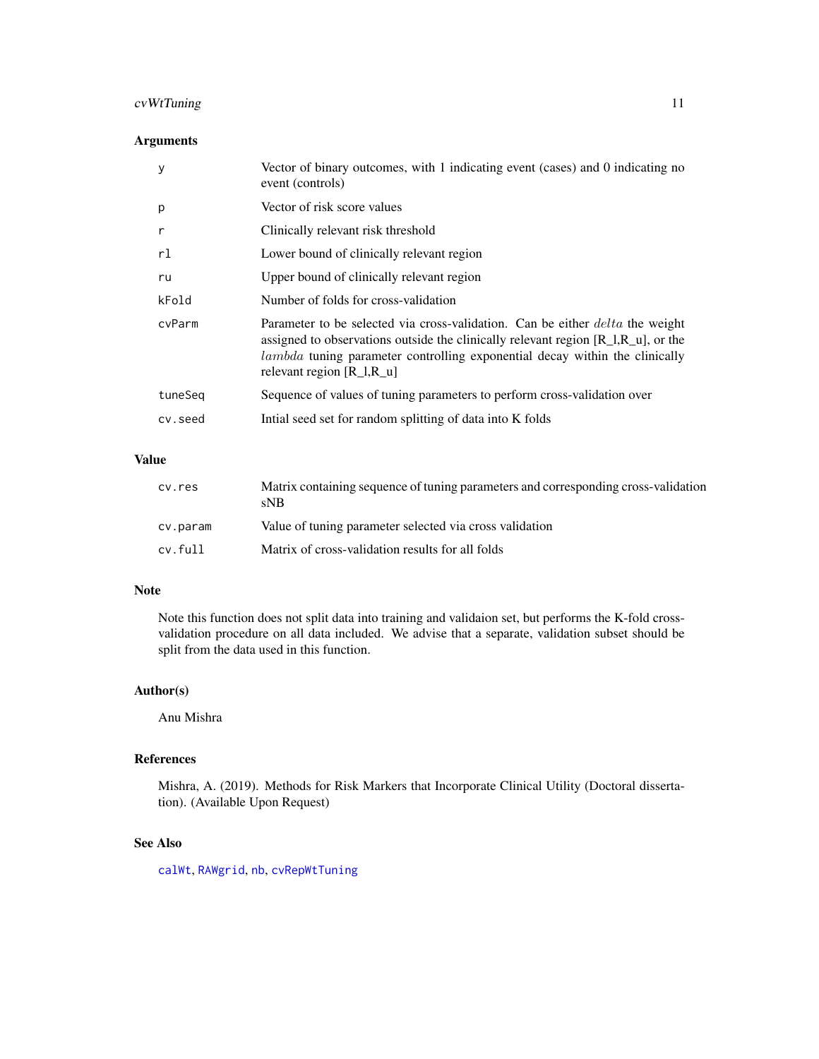## Arguments

| | |
|---|---|
| y | Vector of binary outcomes, with 1 indicating event (cases) and 0 indicating no event (controls) |
| p | Vector of risk score values |
| r | Clinically relevant risk threshold |
| rl | Lower bound of clinically relevant region |
| ru | Upper bound of clinically relevant region |
| kFold | Number of folds for cross-validation |
| cvParm | Parameter to be selected via cross-validation. Can be either *delta* the weight assigned to observations outside the clinically relevant region [R_l,R_u], or the *lambda* tuning parameter controlling exponential decay within the clinically relevant region [R_l,R_u] |
| tuneSeq | Sequence of values of tuning parameters to perform cross-validation over |
| cv.seed | Intial seed set for random splitting of data into K folds |

## Value

| | |
|---|---|
| cv.res | Matrix containing sequence of tuning parameters and corresponding cross-validation sNB |
| cv.param | Value of tuning parameter selected via cross validation |
| cv.full | Matrix of cross-validation results for all folds |

## Note

Note this function does not split data into training and validaion set, but performs the K-fold cross-validation procedure on all data included. We advise that a separate, validation subset should be split from the data used in this function.

## Author(s)

Anu Mishra

## References

Mishra, A. (2019). Methods for Risk Markers that Incorporate Clinical Utility (Doctoral dissertation). (Available Upon Request)

## See Also

calWt, RAWgrid, nb, cvRepWtTuning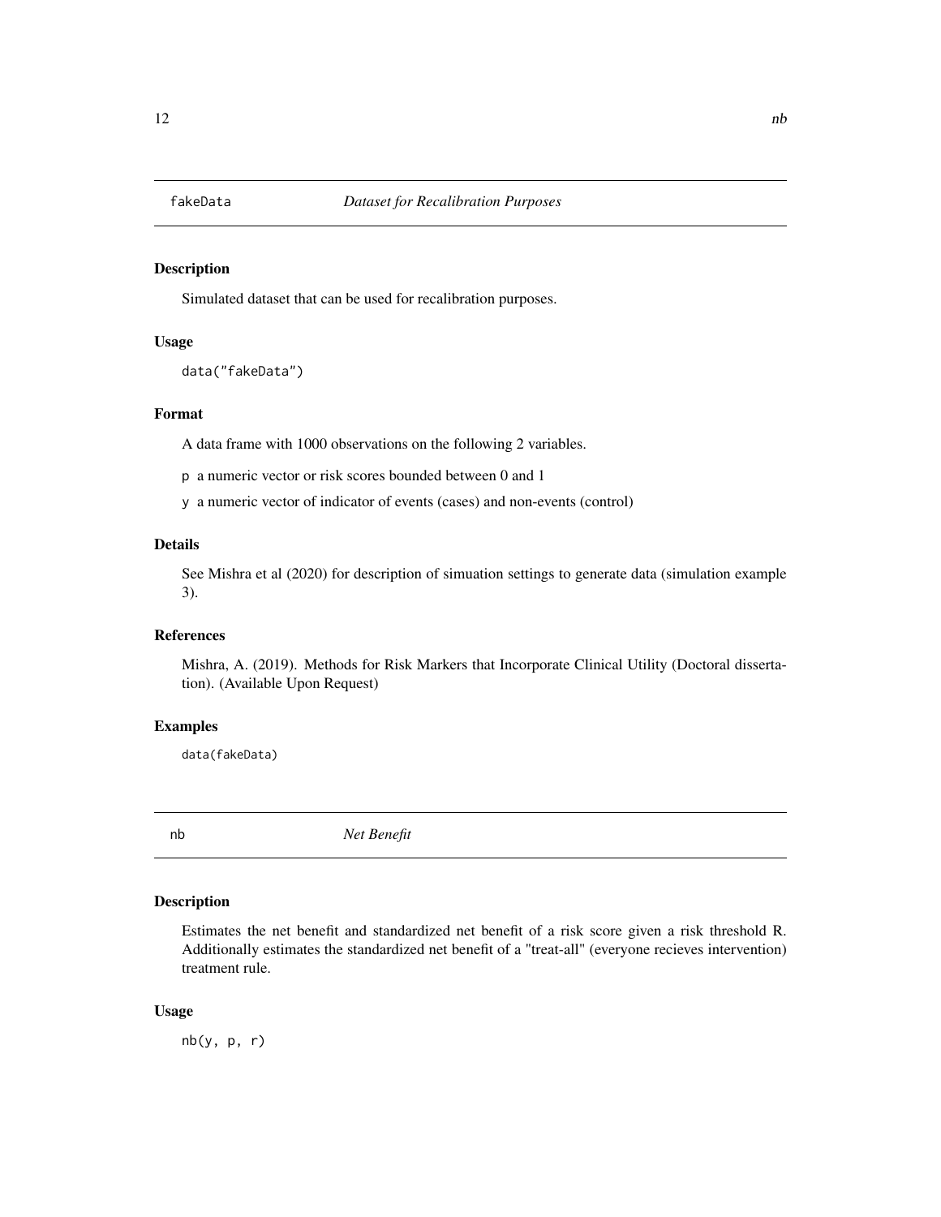## fakeData *Dataset for Recalibration Purposes*

### Description

Simulated dataset that can be used for recalibration purposes.

### Usage

```
data("fakeData")
```

### Format

A data frame with 1000 observations on the following 2 variables.

p a numeric vector or risk scores bounded between 0 and 1

y a numeric vector of indicator of events (cases) and non-events (control)

### Details

See Mishra et al (2020) for description of simuation settings to generate data (simulation example 3).

### References

Mishra, A. (2019). Methods for Risk Markers that Incorporate Clinical Utility (Doctoral dissertation). (Available Upon Request)

### Examples

```
data(fakeData)
```

## nb *Net Benefit*

### Description

Estimates the net benefit and standardized net benefit of a risk score given a risk threshold R. Additionally estimates the standardized net benefit of a "treat-all" (everyone recieves intervention) treatment rule.

### Usage

```
nb(y, p, r)
```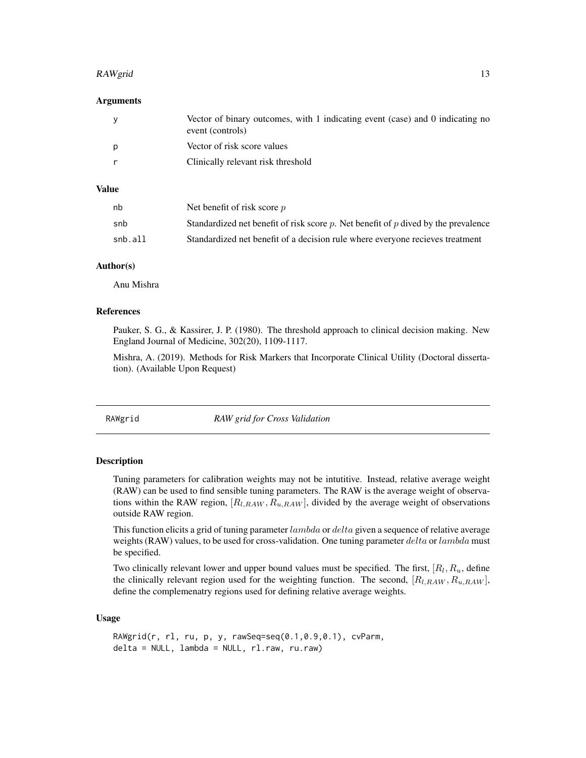### Arguments

| | |
|---|---|
| y | Vector of binary outcomes, with 1 indicating event (case) and 0 indicating no event (controls) |
| p | Vector of risk score values |
| r | Clinically relevant risk threshold |

### Value

| | |
|---|---|
| nb | Net benefit of risk score $p$ |
| snb | Standardized net benefit of risk score $p$. Net benefit of $p$ dived by the prevalence |
| snb.all | Standardized net benefit of a decision rule where everyone recieves treatment |

### Author(s)

Anu Mishra

### References

Pauker, S. G., & Kassirer, J. P. (1980). The threshold approach to clinical decision making. New England Journal of Medicine, 302(20), 1109-1117.

Mishra, A. (2019). Methods for Risk Markers that Incorporate Clinical Utility (Doctoral dissertation). (Available Upon Request)

---

## RAWgrid — *RAW grid for Cross Validation*

### Description

Tuning parameters for calibration weights may not be intutitive. Instead, relative average weight (RAW) can be used to find sensible tuning parameters. The RAW is the average weight of observations within the RAW region, $[R_{l,RAW}, R_{u,RAW}]$, divided by the average weight of observations outside RAW region.

This function elicits a grid of tuning parameter $lambda$ or $delta$ given a sequence of relative average weights (RAW) values, to be used for cross-validation. One tuning parameter $delta$ or $lambda$ must be specified.

Two clinically relevant lower and upper bound values must be specified. The first, $[R_l, R_u$, define the clinically relevant region used for the weighting function. The second, $[R_{l,RAW}, R_{u,RAW}]$, define the complemenatry regions used for defining relative average weights.

### Usage

```
RAWgrid(r, rl, ru, p, y, rawSeq=seq(0.1,0.9,0.1), cvParm,
delta = NULL, lambda = NULL, rl.raw, ru.raw)
```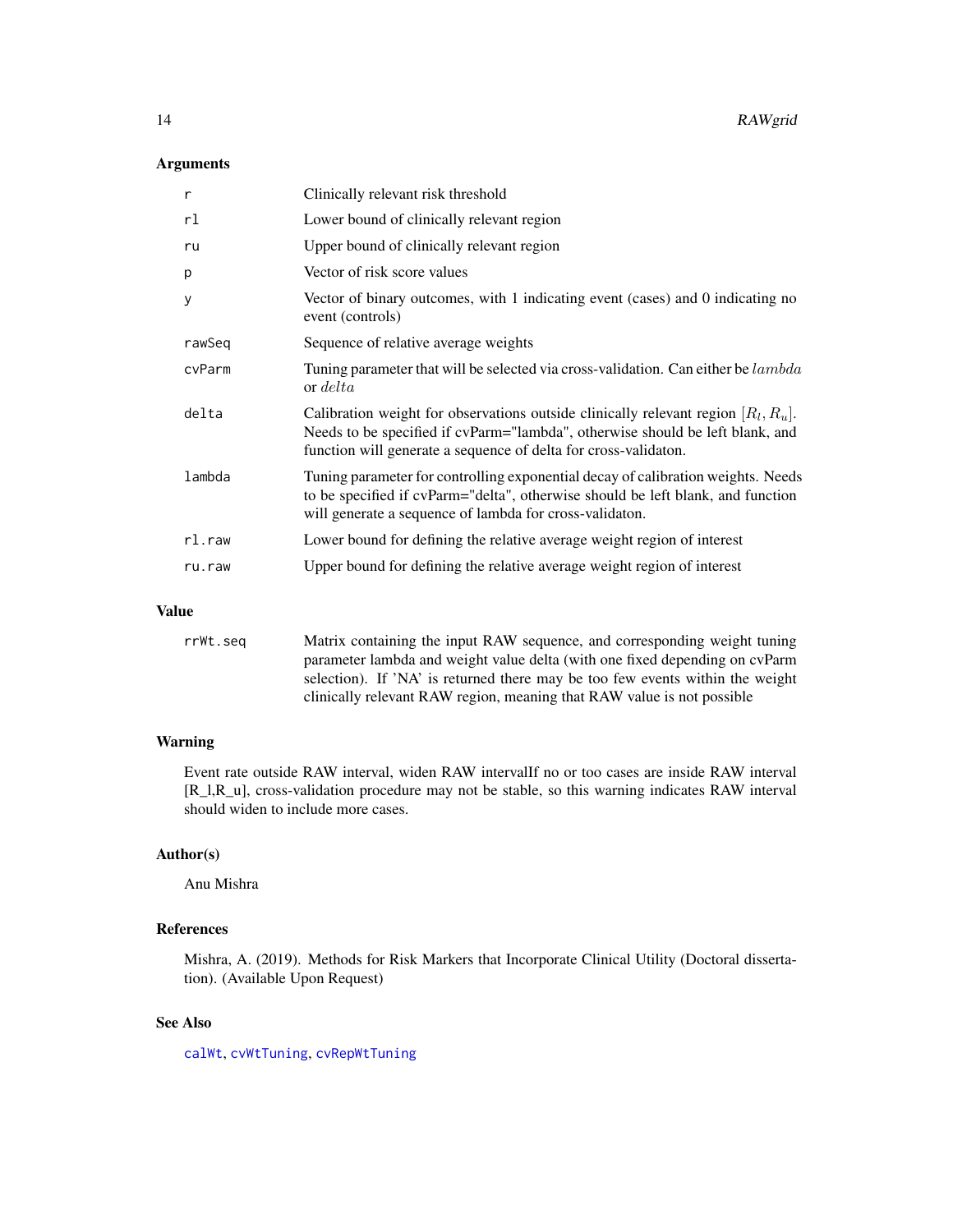### Arguments

| | |
|---|---|
| `r` | Clinically relevant risk threshold |
| `rl` | Lower bound of clinically relevant region |
| `ru` | Upper bound of clinically relevant region |
| `p` | Vector of risk score values |
| `y` | Vector of binary outcomes, with 1 indicating event (cases) and 0 indicating no event (controls) |
| `rawSeq` | Sequence of relative average weights |
| `cvParm` | Tuning parameter that will be selected via cross-validation. Can either be $lambda$ or $delta$ |
| `delta` | Calibration weight for observations outside clinically relevant region $[R_l, R_u]$. Needs to be specified if cvParm="lambda", otherwise should be left blank, and function will generate a sequence of delta for cross-validaton. |
| `lambda` | Tuning parameter for controlling exponential decay of calibration weights. Needs to be specified if cvParm="delta", otherwise should be left blank, and function will generate a sequence of lambda for cross-validaton. |
| `rl.raw` | Lower bound for defining the relative average weight region of interest |
| `ru.raw` | Upper bound for defining the relative average weight region of interest |

### Value

| | |
|---|---|
| `rrWt.seq` | Matrix containing the input RAW sequence, and corresponding weight tuning parameter lambda and weight value delta (with one fixed depending on cvParm selection). If 'NA' is returned there may be too few events within the weight clinically relevant RAW region, meaning that RAW value is not possible |

### Warning

Event rate outside RAW interval, widen RAW intervalIf no or too cases are inside RAW interval [R_l,R_u], cross-validation procedure may not be stable, so this warning indicates RAW interval should widen to include more cases.

### Author(s)

Anu Mishra

### References

Mishra, A. (2019). Methods for Risk Markers that Incorporate Clinical Utility (Doctoral dissertation). (Available Upon Request)

### See Also

`calWt`, `cvWtTuning`, `cvRepWtTuning`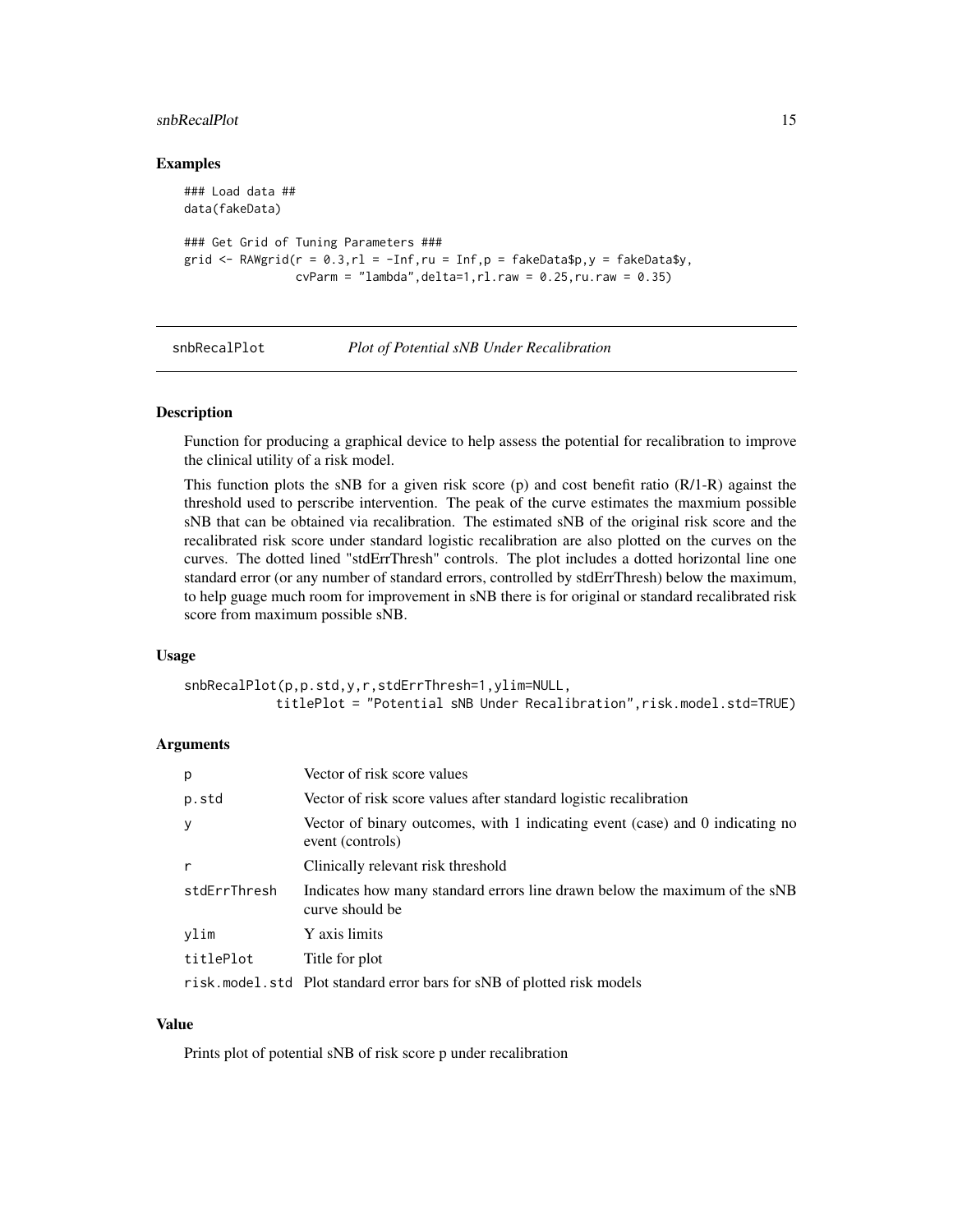### Examples

```
### Load data ##
data(fakeData)

### Get Grid of Tuning Parameters ###
grid <- RAWgrid(r = 0.3,rl = -Inf,ru = Inf,p = fakeData$p,y = fakeData$y,
                cvParm = "lambda",delta=1,rl.raw = 0.25,ru.raw = 0.35)
```

---

## snbRecalPlot — *Plot of Potential sNB Under Recalibration*

---

### Description

Function for producing a graphical device to help assess the potential for recalibration to improve the clinical utility of a risk model.

This function plots the sNB for a given risk score (p) and cost benefit ratio (R/1-R) against the threshold used to perscribe intervention. The peak of the curve estimates the maxmium possible sNB that can be obtained via recalibration. The estimated sNB of the original risk score and the recalibrated risk score under standard logistic recalibration are also plotted on the curves on the curves. The dotted lined "stdErrThresh" controls. The plot includes a dotted horizontal line one standard error (or any number of standard errors, controlled by stdErrThresh) below the maximum, to help guage much room for improvement in sNB there is for original or standard recalibrated risk score from maximum possible sNB.

### Usage

```
snbRecalPlot(p,p.std,y,r,stdErrThresh=1,ylim=NULL,
            titlePlot = "Potential sNB Under Recalibration",risk.model.std=TRUE)
```

### Arguments

| | |
|---|---|
| `p` | Vector of risk score values |
| `p.std` | Vector of risk score values after standard logistic recalibration |
| `y` | Vector of binary outcomes, with 1 indicating event (case) and 0 indicating no event (controls) |
| `r` | Clinically relevant risk threshold |
| `stdErrThresh` | Indicates how many standard errors line drawn below the maximum of the sNB curve should be |
| `ylim` | Y axis limits |
| `titlePlot` | Title for plot |
| `risk.model.std` | Plot standard error bars for sNB of plotted risk models |

### Value

Prints plot of potential sNB of risk score p under recalibration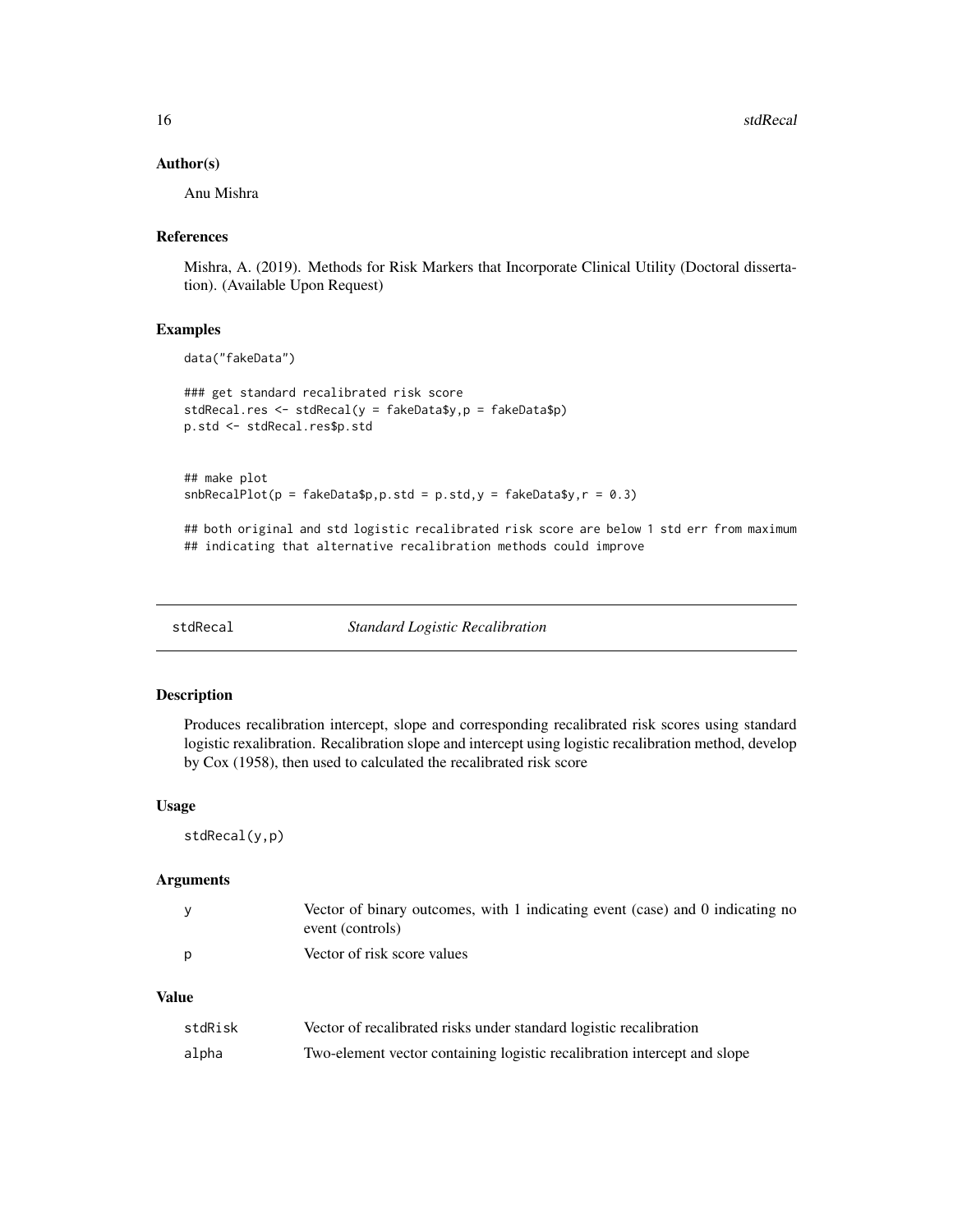### Author(s)

Anu Mishra

### References

Mishra, A. (2019). Methods for Risk Markers that Incorporate Clinical Utility (Doctoral dissertation). (Available Upon Request)

### Examples

```
data("fakeData")

### get standard recalibrated risk score
stdRecal.res <- stdRecal(y = fakeData$y,p = fakeData$p)
p.std <- stdRecal.res$p.std


## make plot
snbRecalPlot(p = fakeData$p,p.std = p.std,y = fakeData$y,r = 0.3)

## both original and std logistic recalibrated risk score are below 1 std err from maximum
## indicating that alternative recalibration methods could improve
```

---

## stdRecal — *Standard Logistic Recalibration*

### Description

Produces recalibration intercept, slope and corresponding recalibrated risk scores using standard logistic rexalibration. Recalibration slope and intercept using logistic recalibration method, develop by Cox (1958), then used to calculated the recalibrated risk score

### Usage

```
stdRecal(y,p)
```

### Arguments

| | |
|---|---|
| y | Vector of binary outcomes, with 1 indicating event (case) and 0 indicating no event (controls) |
| p | Vector of risk score values |

### Value

| | |
|---|---|
| stdRisk | Vector of recalibrated risks under standard logistic recalibration |
| alpha | Two-element vector containing logistic recalibration intercept and slope |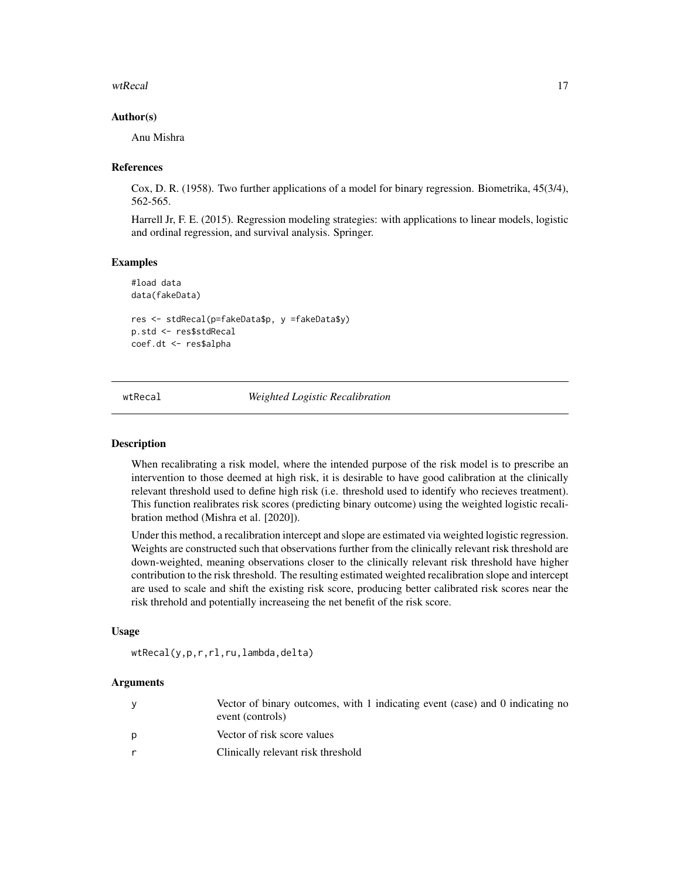### Author(s)

Anu Mishra

### References

Cox, D. R. (1958). Two further applications of a model for binary regression. Biometrika, 45(3/4), 562-565.

Harrell Jr, F. E. (2015). Regression modeling strategies: with applications to linear models, logistic and ordinal regression, and survival analysis. Springer.

### Examples

```
#load data
data(fakeData)

res <- stdRecal(p=fakeData$p, y =fakeData$y)
p.std <- res$stdRecal
coef.dt <- res$alpha
```

---

## wtRecal *Weighted Logistic Recalibration*

---

### Description

When recalibrating a risk model, where the intended purpose of the risk model is to prescribe an intervention to those deemed at high risk, it is desirable to have good calibration at the clinically relevant threshold used to define high risk (i.e. threshold used to identify who recieves treatment). This function realibrates risk scores (predicting binary outcome) using the weighted logistic recalibration method (Mishra et al. [2020]).

Under this method, a recalibration intercept and slope are estimated via weighted logistic regression. Weights are constructed such that observations further from the clinically relevant risk threshold are down-weighted, meaning observations closer to the clinically relevant risk threshold have higher contribution to the risk threshold. The resulting estimated weighted recalibration slope and intercept are used to scale and shift the existing risk score, producing better calibrated risk scores near the risk threhold and potentially increaseing the net benefit of the risk score.

### Usage

```
wtRecal(y,p,r,rl,ru,lambda,delta)
```

### Arguments

| | |
|---|---|
| y | Vector of binary outcomes, with 1 indicating event (case) and 0 indicating no event (controls) |
| p | Vector of risk score values |
| r | Clinically relevant risk threshold |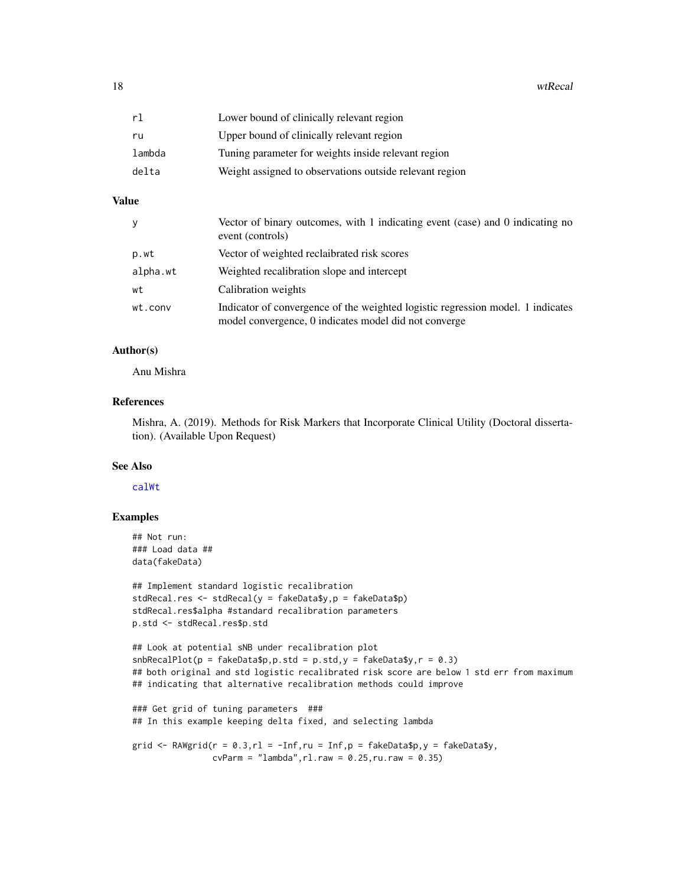| | |
|---|---|
| rl | Lower bound of clinically relevant region |
| ru | Upper bound of clinically relevant region |
| lambda | Tuning parameter for weights inside relevant region |
| delta | Weight assigned to observations outside relevant region |

## Value

| | |
|---|---|
| y | Vector of binary outcomes, with 1 indicating event (case) and 0 indicating no event (controls) |
| p.wt | Vector of weighted reclaibrated risk scores |
| alpha.wt | Weighted recalibration slope and intercept |
| wt | Calibration weights |
| wt.conv | Indicator of convergence of the weighted logistic regression model. 1 indicates model convergence, 0 indicates model did not converge |

## Author(s)

Anu Mishra

## References

Mishra, A. (2019). Methods for Risk Markers that Incorporate Clinical Utility (Doctoral dissertation). (Available Upon Request)

## See Also

calWt

## Examples

```
## Not run:
### Load data ##
data(fakeData)

## Implement standard logistic recalibration
stdRecal.res <- stdRecal(y = fakeData$y,p = fakeData$p)
stdRecal.res$alpha #standard recalibration parameters
p.std <- stdRecal.res$p.std

## Look at potential sNB under recalibration plot
snbRecalPlot(p = fakeData$p,p.std = p.std,y = fakeData$y,r = 0.3)
## both original and std logistic recalibrated risk score are below 1 std err from maximum
## indicating that alternative recalibration methods could improve

### Get grid of tuning parameters  ###
## In this example keeping delta fixed, and selecting lambda

grid <- RAWgrid(r = 0.3,rl = -Inf,ru = Inf,p = fakeData$p,y = fakeData$y,
                cvParm = "lambda",rl.raw = 0.25,ru.raw = 0.35)
```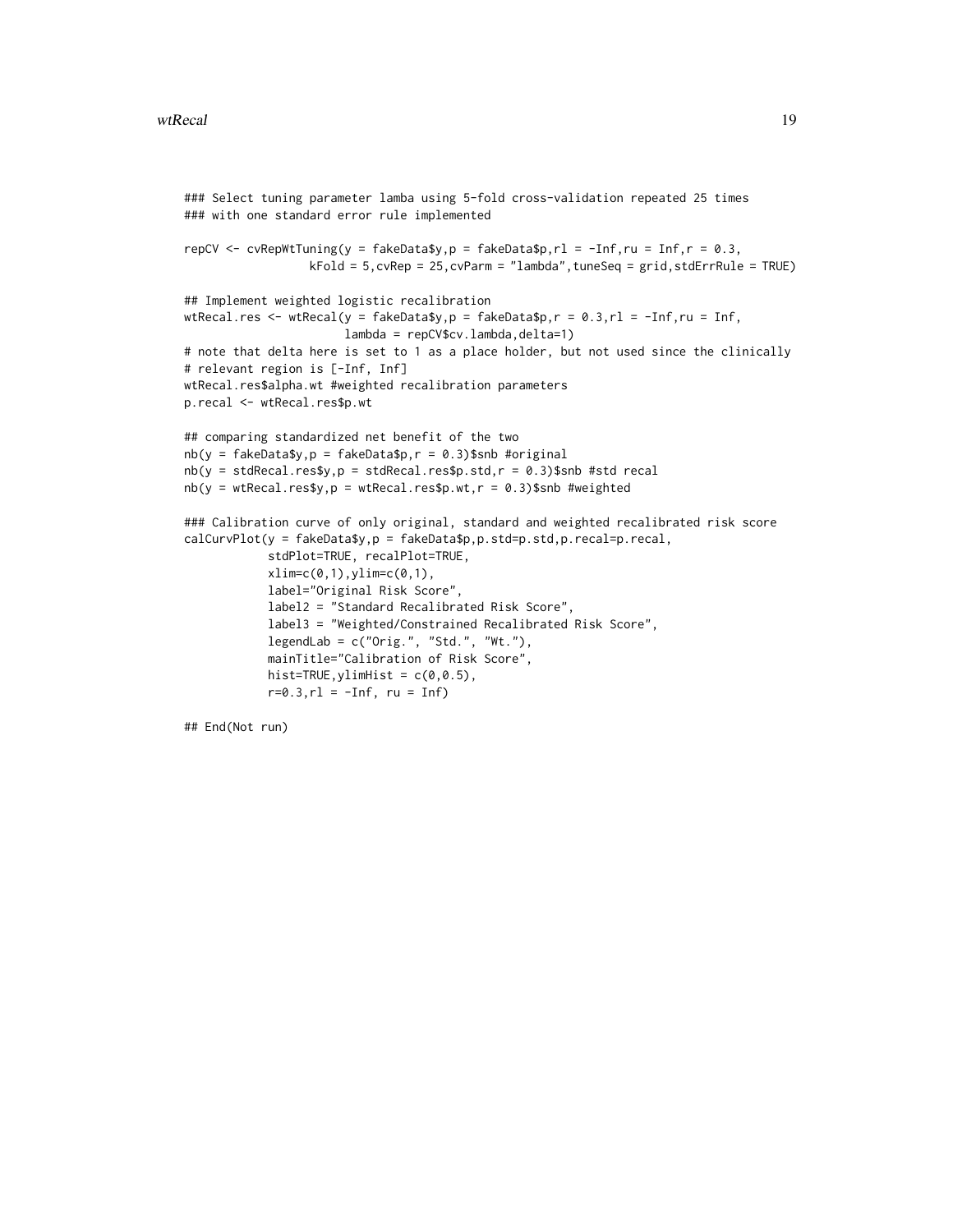```
### Select tuning parameter lamba using 5-fold cross-validation repeated 25 times
### with one standard error rule implemented

repCV <- cvRepWtTuning(y = fakeData$y,p = fakeData$p,rl = -Inf,ru = Inf,r = 0.3,
                 kFold = 5,cvRep = 25,cvParm = "lambda",tuneSeq = grid,stdErrRule = TRUE)

## Implement weighted logistic recalibration
wtRecal.res <- wtRecal(y = fakeData$y,p = fakeData$p,r = 0.3,rl = -Inf,ru = Inf,
                      lambda = repCV$cv.lambda,delta=1)
# note that delta here is set to 1 as a place holder, but not used since the clinically
# relevant region is [-Inf, Inf]
wtRecal.res$alpha.wt #weighted recalibration parameters
p.recal <- wtRecal.res$p.wt

## comparing standardized net benefit of the two
nb(y = fakeData$y,p = fakeData$p,r = 0.3)$snb #original
nb(y = stdRecal.res$y,p = stdRecal.res$p.std,r = 0.3)$snb #std recal
nb(y = wtRecal.res$y,p = wtRecal.res$p.wt,r = 0.3)$snb #weighted

### Calibration curve of only original, standard and weighted recalibrated risk score
calCurvPlot(y = fakeData$y,p = fakeData$p,p.std=p.std,p.recal=p.recal,
           stdPlot=TRUE, recalPlot=TRUE,
           xlim=c(0,1),ylim=c(0,1),
           label="Original Risk Score",
           label2 = "Standard Recalibrated Risk Score",
           label3 = "Weighted/Constrained Recalibrated Risk Score",
           legendLab = c("Orig.", "Std.", "Wt."),
           mainTitle="Calibration of Risk Score",
           hist=TRUE,ylimHist = c(0,0.5),
           r=0.3,rl = -Inf, ru = Inf)

## End(Not run)
```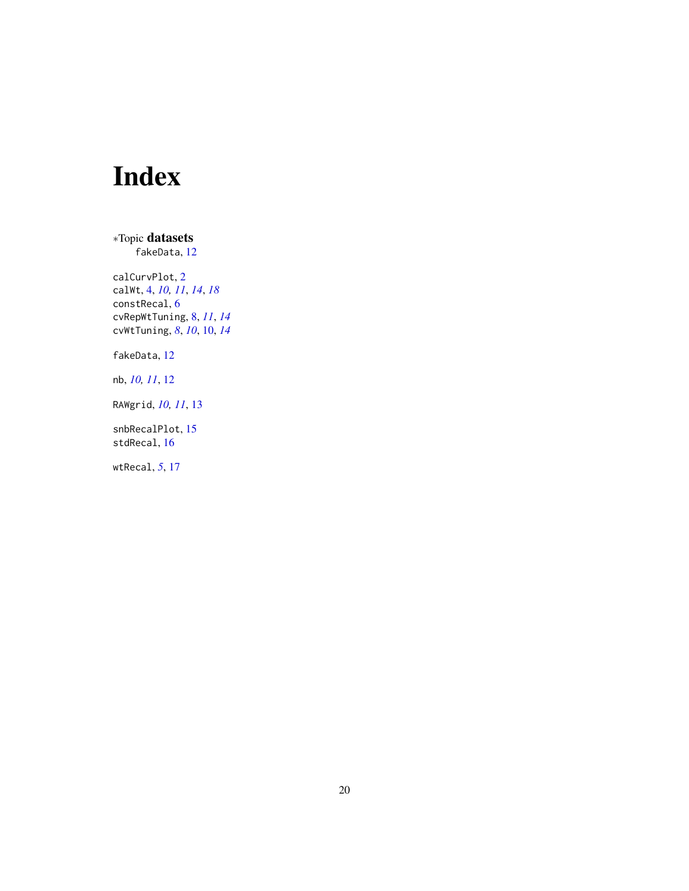# Index

*Topic **datasets**
    fakeData, 12

calCurvPlot, 2
calWt, 4, *10, 11*, *14*, *18*
constRecal, 6
cvRepWtTuning, 8, *11*, *14*
cvWtTuning, *8*, *10*, 10, *14*

fakeData, 12

nb, *10, 11*, 12

RAWgrid, *10, 11*, 13

snbRecalPlot, 15
stdRecal, 16

wtRecal, *5*, 17